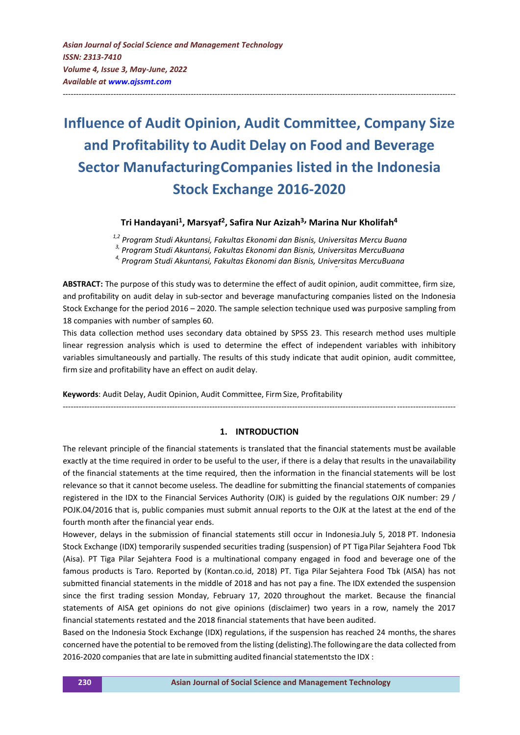# Influence of Audit Opinion, Audit Committee, Company Size and Profitability to Audit Delay on Food and Beverage Sector ManufacturingCompanies listed in the Indonesia Stock Exchange 2016-2020

**Tri Handayani[1], Marsyaf[2], Safira Nur Azizah[3], Marina Nur Kholifah[4]**

*[1,2] Program Studi Akuntansi, Fakultas Ekonomi dan Bisnis, Universitas Mercu Buana*
*[3] Program Studi Akuntansi, Fakultas Ekonomi dan Bisnis, Universitas MercuBuana*
*[4] Program Studi Akuntansi, Fakultas Ekonomi dan Bisnis, Universitas MercuBuana*

**ABSTRACT:** The purpose of this study was to determine the effect of audit opinion, audit committee, firm size, and profitability on audit delay in sub-sector and beverage manufacturing companies listed on the Indonesia Stock Exchange for the period 2016 – 2020. The sample selection technique used was purposive sampling from 18 companies with number of samples 60.

This data collection method uses secondary data obtained by SPSS 23. This research method uses multiple linear regression analysis which is used to determine the effect of independent variables with inhibitory variables simultaneously and partially. The results of this study indicate that audit opinion, audit committee, firm size and profitability have an effect on audit delay.

**Keywords**: Audit Delay, Audit Opinion, Audit Committee, Firm Size, Profitability

## 1. INTRODUCTION

The relevant principle of the financial statements is translated that the financial statements must be available exactly at the time required in order to be useful to the user, if there is a delay that results in the unavailability of the financial statements at the time required, then the information in the financial statements will be lost relevance so that it cannot become useless. The deadline for submitting the financial statements of companies registered in the IDX to the Financial Services Authority (OJK) is guided by the regulations OJK number: 29 / POJK.04/2016 that is, public companies must submit annual reports to the OJK at the latest at the end of the fourth month after the financial year ends.

However, delays in the submission of financial statements still occur in Indonesia.July 5, 2018 PT. Indonesia Stock Exchange (IDX) temporarily suspended securities trading (suspension) of PT Tiga Pilar Sejahtera Food Tbk (Aisa). PT Tiga Pilar Sejahtera Food is a multinational company engaged in food and beverage one of the famous products is Taro. Reported by (Kontan.co.id, 2018) PT. Tiga Pilar Sejahtera Food Tbk (AISA) has not submitted financial statements in the middle of 2018 and has not pay a fine. The IDX extended the suspension since the first trading session Monday, February 17, 2020 throughout the market. Because the financial statements of AISA get opinions do not give opinions (disclaimer) two years in a row, namely the 2017 financial statements restated and the 2018 financial statements that have been audited.

Based on the Indonesia Stock Exchange (IDX) regulations, if the suspension has reached 24 months, the shares concerned have the potential to be removed from the listing (delisting).The following are the data collected from 2016-2020 companies that are late in submitting audited financial statementsto the IDX :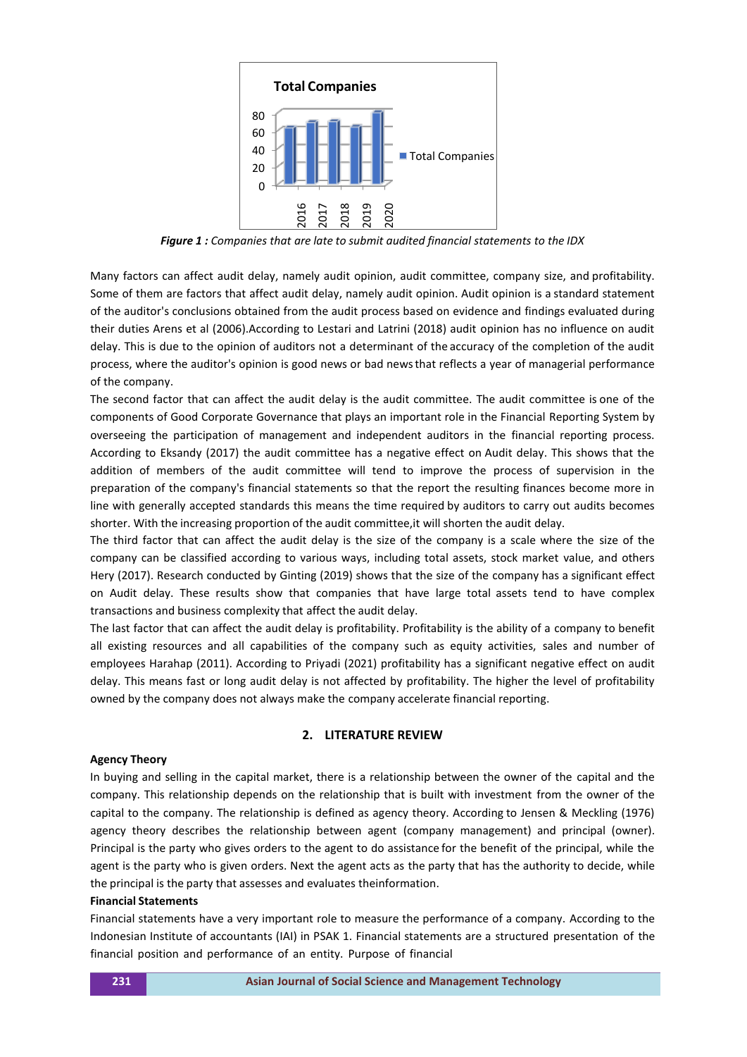*Figure 1 : Companies that are late to submit audited financial statements to the IDX*

Many factors can affect audit delay, namely audit opinion, audit committee, company size, and profitability. Some of them are factors that affect audit delay, namely audit opinion. Audit opinion is a standard statement of the auditor's conclusions obtained from the audit process based on evidence and findings evaluated during their duties Arens et al (2006).According to Lestari and Latrini (2018) audit opinion has no influence on audit delay. This is due to the opinion of auditors not a determinant of the accuracy of the completion of the audit process, where the auditor's opinion is good news or bad news that reflects a year of managerial performance of the company.

The second factor that can affect the audit delay is the audit committee. The audit committee is one of the components of Good Corporate Governance that plays an important role in the Financial Reporting System by overseeing the participation of management and independent auditors in the financial reporting process. According to Eksandy (2017) the audit committee has a negative effect on Audit delay. This shows that the addition of members of the audit committee will tend to improve the process of supervision in the preparation of the company's financial statements so that the report the resulting finances become more in line with generally accepted standards this means the time required by auditors to carry out audits becomes shorter. With the increasing proportion of the audit committee,it will shorten the audit delay.

The third factor that can affect the audit delay is the size of the company is a scale where the size of the company can be classified according to various ways, including total assets, stock market value, and others Hery (2017). Research conducted by Ginting (2019) shows that the size of the company has a significant effect on Audit delay. These results show that companies that have large total assets tend to have complex transactions and business complexity that affect the audit delay.

The last factor that can affect the audit delay is profitability. Profitability is the ability of a company to benefit all existing resources and all capabilities of the company such as equity activities, sales and number of employees Harahap (2011). According to Priyadi (2021) profitability has a significant negative effect on audit delay. This means fast or long audit delay is not affected by profitability. The higher the level of profitability owned by the company does not always make the company accelerate financial reporting.

## 2. LITERATURE REVIEW

**Agency Theory**

In buying and selling in the capital market, there is a relationship between the owner of the capital and the company. This relationship depends on the relationship that is built with investment from the owner of the capital to the company. The relationship is defined as agency theory. According to Jensen & Meckling (1976) agency theory describes the relationship between agent (company management) and principal (owner). Principal is the party who gives orders to the agent to do assistance for the benefit of the principal, while the agent is the party who is given orders. Next the agent acts as the party that has the authority to decide, while the principal is the party that assesses and evaluates theinformation.

**Financial Statements**

Financial statements have a very important role to measure the performance of a company. According to the Indonesian Institute of accountants (IAI) in PSAK 1. Financial statements are a structured presentation of the financial position and performance of an entity. Purpose of financial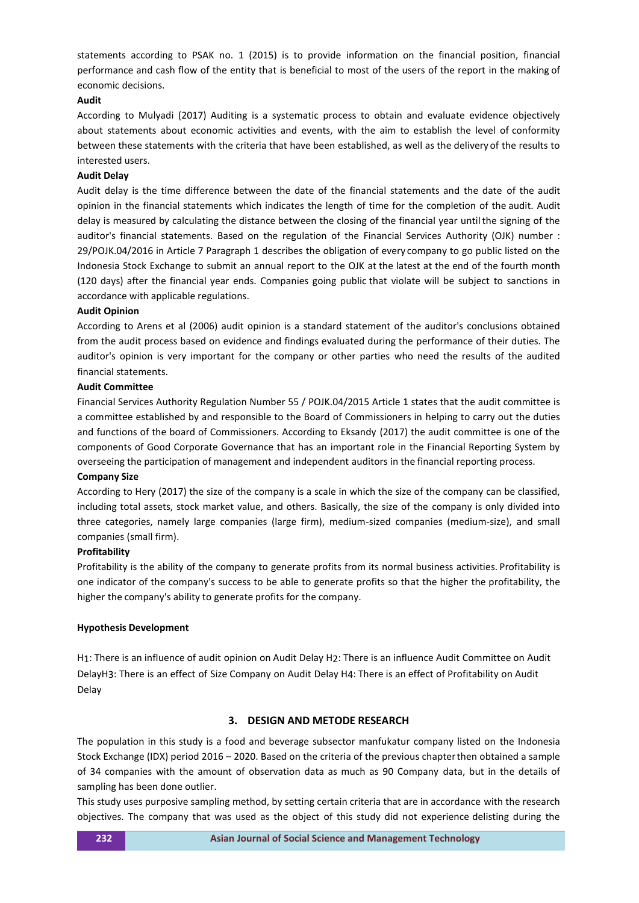statements according to PSAK no. 1 (2015) is to provide information on the financial position, financial performance and cash flow of the entity that is beneficial to most of the users of the report in the making of economic decisions.

**Audit**

According to Mulyadi (2017) Auditing is a systematic process to obtain and evaluate evidence objectively about statements about economic activities and events, with the aim to establish the level of conformity between these statements with the criteria that have been established, as well as the delivery of the results to interested users.

**Audit Delay**

Audit delay is the time difference between the date of the financial statements and the date of the audit opinion in the financial statements which indicates the length of time for the completion of the audit. Audit delay is measured by calculating the distance between the closing of the financial year until the signing of the auditor's financial statements. Based on the regulation of the Financial Services Authority (OJK) number : 29/POJK.04/2016 in Article 7 Paragraph 1 describes the obligation of every company to go public listed on the Indonesia Stock Exchange to submit an annual report to the OJK at the latest at the end of the fourth month (120 days) after the financial year ends. Companies going public that violate will be subject to sanctions in accordance with applicable regulations.

**Audit Opinion**

According to Arens et al (2006) audit opinion is a standard statement of the auditor's conclusions obtained from the audit process based on evidence and findings evaluated during the performance of their duties. The auditor's opinion is very important for the company or other parties who need the results of the audited financial statements.

**Audit Committee**

Financial Services Authority Regulation Number 55 / POJK.04/2015 Article 1 states that the audit committee is a committee established by and responsible to the Board of Commissioners in helping to carry out the duties and functions of the board of Commissioners. According to Eksandy (2017) the audit committee is one of the components of Good Corporate Governance that has an important role in the Financial Reporting System by overseeing the participation of management and independent auditors in the financial reporting process.

**Company Size**

According to Hery (2017) the size of the company is a scale in which the size of the company can be classified, including total assets, stock market value, and others. Basically, the size of the company is only divided into three categories, namely large companies (large firm), medium-sized companies (medium-size), and small companies (small firm).

**Profitability**

Profitability is the ability of the company to generate profits from its normal business activities. Profitability is one indicator of the company's success to be able to generate profits so that the higher the profitability, the higher the company's ability to generate profits for the company.

**Hypothesis Development**

$H_1$: There is an influence of audit opinion on Audit Delay $H_2$: There is an influence Audit Committee on Audit Delay$H_3$: There is an effect of Size Company on Audit Delay $H_4$: There is an effect of Profitability on Audit Delay

## 3. DESIGN AND METODE RESEARCH

The population in this study is a food and beverage subsector manfukatur company listed on the Indonesia Stock Exchange (IDX) period 2016 – 2020. Based on the criteria of the previous chapter then obtained a sample of 34 companies with the amount of observation data as much as 90 Company data, but in the details of sampling has been done outlier.

This study uses purposive sampling method, by setting certain criteria that are in accordance with the research objectives. The company that was used as the object of this study did not experience delisting during the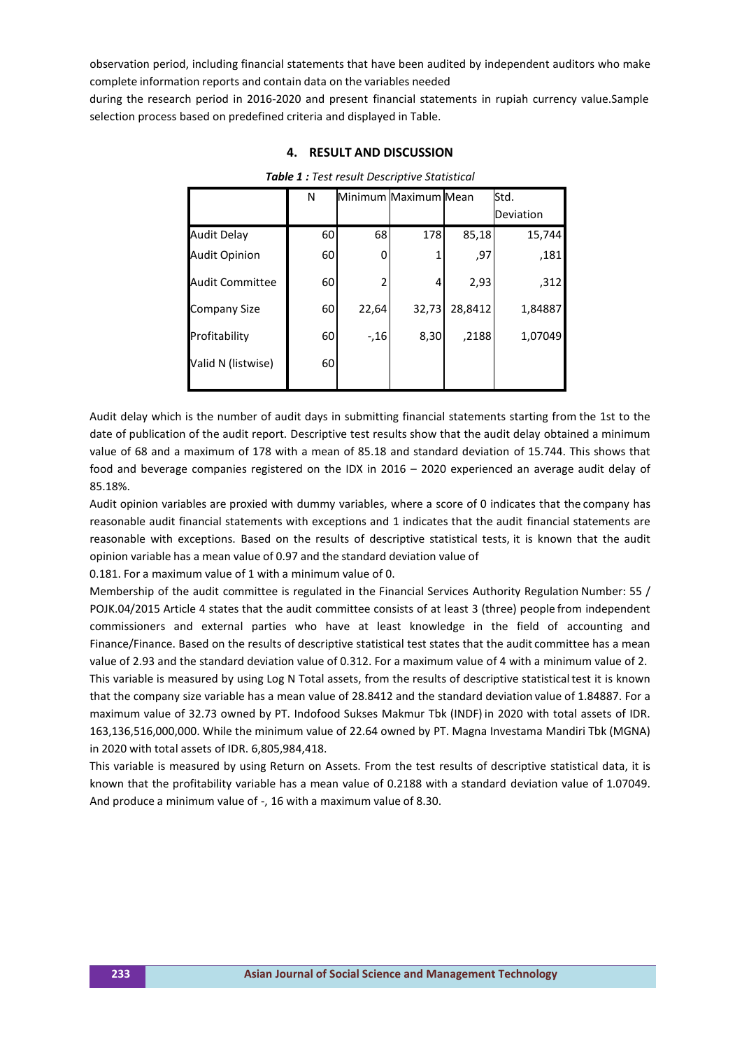observation period, including financial statements that have been audited by independent auditors who make complete information reports and contain data on the variables needed

during the research period in 2016-2020 and present financial statements in rupiah currency value.Sample selection process based on predefined criteria and displayed in Table.

## 4. RESULT AND DISCUSSION

***Table 1 :*** *Test result Descriptive Statistical*

| | N | Minimum | Maximum | Mean | Std. Deviation |
|---|---|---|---|---|---|
| Audit Delay | 60 | 68 | 178 | 85,18 | 15,744 |
| Audit Opinion | 60 | 0 | 1 | ,97 | ,181 |
| Audit Committee | 60 | 2 | 4 | 2,93 | ,312 |
| Company Size | 60 | 22,64 | 32,73 | 28,8412 | 1,84887 |
| Profitability | 60 | -,16 | 8,30 | ,2188 | 1,07049 |
| Valid N (listwise) | 60 | | | | |

Audit delay which is the number of audit days in submitting financial statements starting from the 1st to the date of publication of the audit report. Descriptive test results show that the audit delay obtained a minimum value of 68 and a maximum of 178 with a mean of 85.18 and standard deviation of 15.744. This shows that food and beverage companies registered on the IDX in 2016 – 2020 experienced an average audit delay of 85.18%.

Audit opinion variables are proxied with dummy variables, where a score of 0 indicates that the company has reasonable audit financial statements with exceptions and 1 indicates that the audit financial statements are reasonable with exceptions. Based on the results of descriptive statistical tests, it is known that the audit opinion variable has a mean value of 0.97 and the standard deviation value of

0.181. For a maximum value of 1 with a minimum value of 0.

Membership of the audit committee is regulated in the Financial Services Authority Regulation Number: 55 / POJK.04/2015 Article 4 states that the audit committee consists of at least 3 (three) people from independent commissioners and external parties who have at least knowledge in the field of accounting and Finance/Finance. Based on the results of descriptive statistical test states that the audit committee has a mean value of 2.93 and the standard deviation value of 0.312. For a maximum value of 4 with a minimum value of 2.

This variable is measured by using Log N Total assets, from the results of descriptive statistical test it is known that the company size variable has a mean value of 28.8412 and the standard deviation value of 1.84887. For a maximum value of 32.73 owned by PT. Indofood Sukses Makmur Tbk (INDF) in 2020 with total assets of IDR. 163,136,516,000,000. While the minimum value of 22.64 owned by PT. Magna Investama Mandiri Tbk (MGNA) in 2020 with total assets of IDR. 6,805,984,418.

This variable is measured by using Return on Assets. From the test results of descriptive statistical data, it is known that the profitability variable has a mean value of 0.2188 with a standard deviation value of 1.07049. And produce a minimum value of -, 16 with a maximum value of 8.30.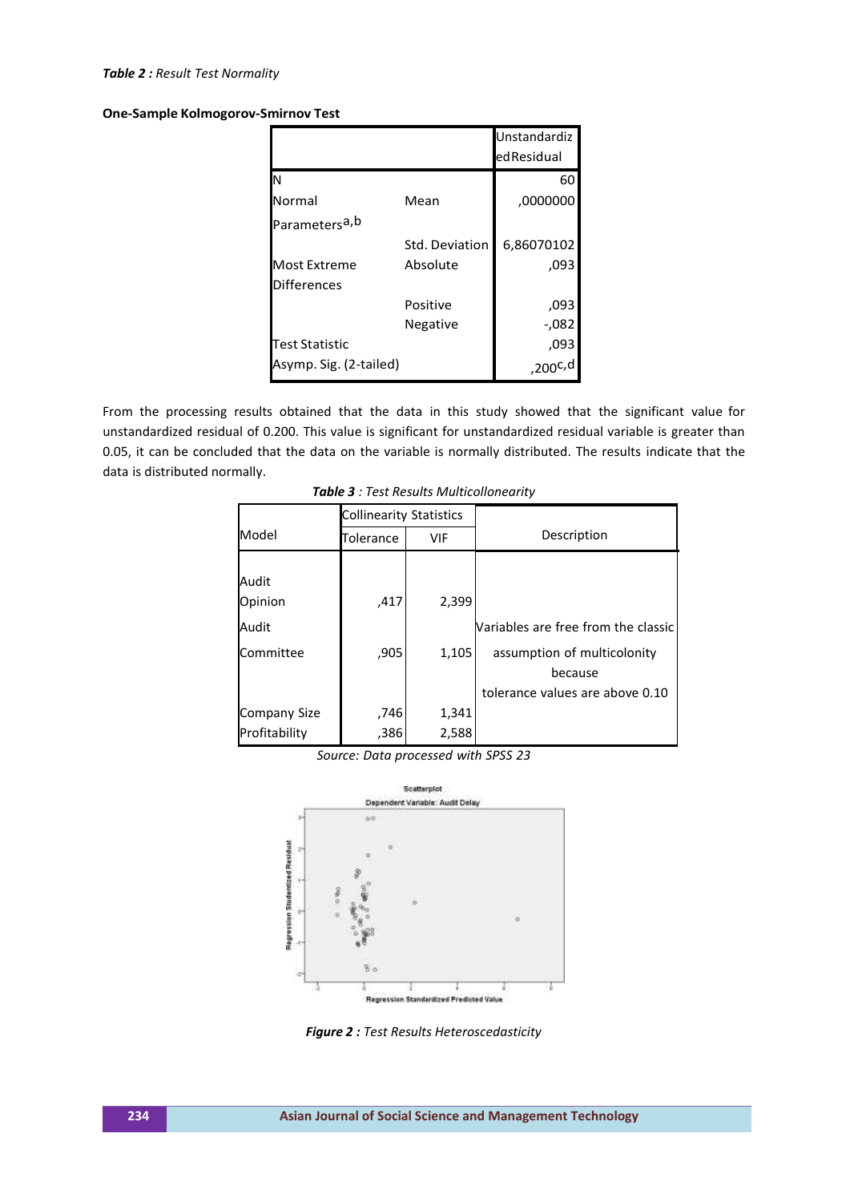***Table 2 :*** *Result Test Normality*

**One-Sample Kolmogorov-Smirnov Test**

| | | Unstandardized Residual |
|---|---|---|
| N | | 60 |
| Normal Parameters[a,b] | Mean | ,0000000 |
| | Std. Deviation | 6,86070102 |
| Most Extreme Differences | Absolute | ,093 |
| | Positive | ,093 |
| | Negative | -,082 |
| Test Statistic | | ,093 |
| Asymp. Sig. (2-tailed) | | ,200[c,d] |

From the processing results obtained that the data in this study showed that the significant value for unstandardized residual of 0.200. This value is significant for unstandardized residual variable is greater than 0.05, it can be concluded that the data on the variable is normally distributed. The results indicate that the data is distributed normally.

***Table 3*** *: Test Results Multicollonearity*

| Model | Collinearity Statistics | | Description |
|---|---|---|---|
| | Tolerance | VIF | |
| Audit Opinion | ,417 | 2,399 | Variables are free from the classic assumption of multicolonity because tolerance values are above 0.10 |
| Audit Committee | ,905 | 1,105 | |
| Company Size | ,746 | 1,341 | |
| Profitability | ,386 | 2,588 | |

*Source: Data processed with SPSS 23*

***Figure 2 :*** *Test Results Heteroscedasticity*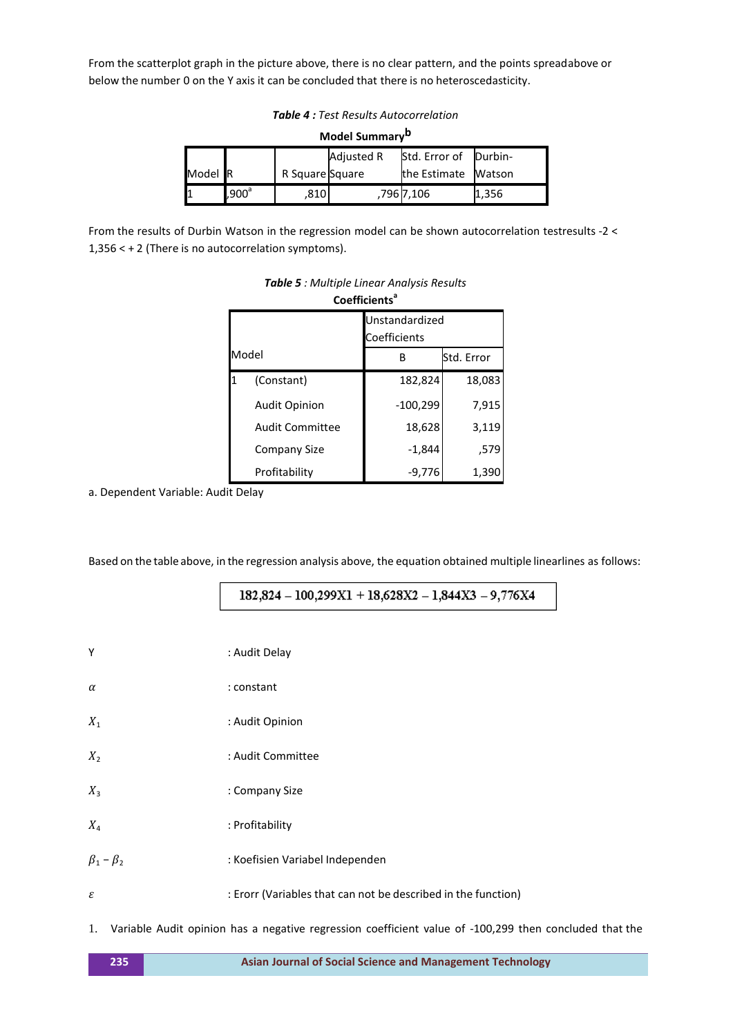From the scatterplot graph in the picture above, there is no clear pattern, and the points spreadabove or below the number 0 on the Y axis it can be concluded that there is no heteroscedasticity.

***Table 4 :*** *Test Results Autocorrelation*

**Model Summary[b]**

| Model | R | R Square | Adjusted R Square | Std. Error of the Estimate | Durbin-Watson |
|---|---|---|---|---|---|
| 1 | ,900[a] | ,810 | ,796 | 7,106 | 1,356 |

From the results of Durbin Watson in the regression model can be shown autocorrelation testresults -2 < 1,356 < + 2 (There is no autocorrelation symptoms).

***Table 5*** *: Multiple Linear Analysis Results*

**Coefficients[a]**

| Model | | Unstandardized Coefficients | |
|---|---|---|---|
| | | B | Std. Error |
| 1 | (Constant) | 182,824 | 18,083 |
| | Audit Opinion | -100,299 | 7,915 |
| | Audit Committee | 18,628 | 3,119 |
| | Company Size | -1,844 | ,579 |
| | Profitability | -9,776 | 1,390 |

a. Dependent Variable: Audit Delay

Based on the table above, in the regression analysis above, the equation obtained multiple linearlines as follows:

$$182{,}824 - 100{,}299X1 + 18{,}628X2 - 1{,}844X3 - 9{,}776X4$$

| | |
|---|---|
| Y | : Audit Delay |
| $\alpha$ | : constant |
| $X_1$ | : Audit Opinion |
| $X_2$ | : Audit Committee |
| $X_3$ | : Company Size |
| $X_4$ | : Profitability |
| $\beta_1 - \beta_2$ | : Koefisien Variabel Independen |
| $\varepsilon$ | : Erorr (Variables that can not be described in the function) |

1. Variable Audit opinion has a negative regression coefficient value of -100,299 then concluded that the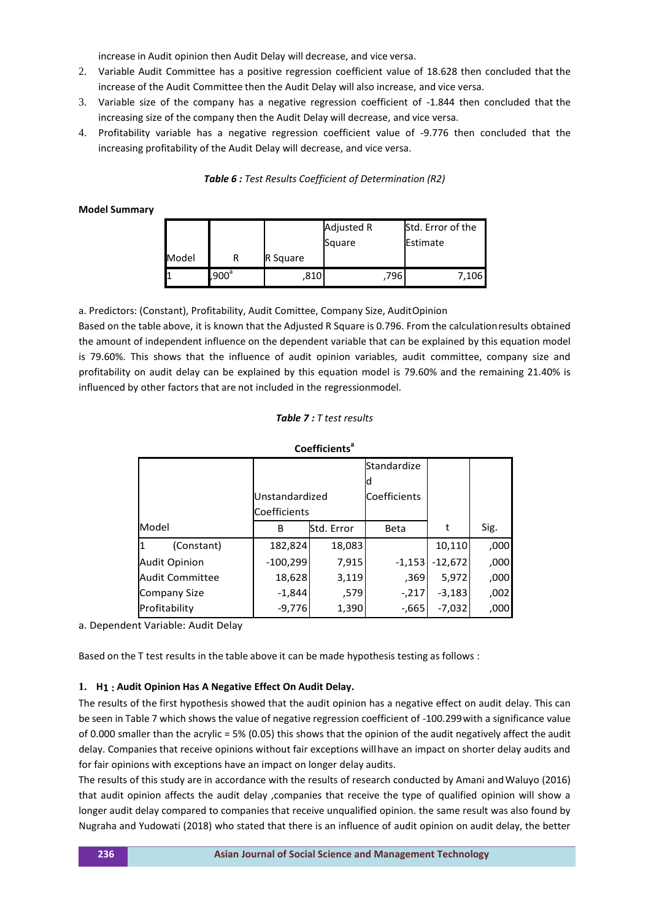increase in Audit opinion then Audit Delay will decrease, and vice versa.

2. Variable Audit Committee has a positive regression coefficient value of 18.628 then concluded that the increase of the Audit Committee then the Audit Delay will also increase, and vice versa.
3. Variable size of the company has a negative regression coefficient of -1.844 then concluded that the increasing size of the company then the Audit Delay will decrease, and vice versa.
4. Profitability variable has a negative regression coefficient value of -9.776 then concluded that the increasing profitability of the Audit Delay will decrease, and vice versa.

***Table 6 :** Test Results Coefficient of Determination (R2)*

**Model Summary**

| Model | R | R Square | Adjusted R Square | Std. Error of the Estimate |
|---|---|---|---|---|
| 1 | ,900[a] | ,810 | ,796 | 7,106 |

a. Predictors: (Constant), Profitability, Audit Comittee, Company Size, AuditOpinion

Based on the table above, it is known that the Adjusted R Square is 0.796. From the calculation results obtained the amount of independent influence on the dependent variable that can be explained by this equation model is 79.60%. This shows that the influence of audit opinion variables, audit committee, company size and profitability on audit delay can be explained by this equation model is 79.60% and the remaining 21.40% is influenced by other factors that are not included in the regressionmodel.

***Table 7 :** T test results*

**Coefficients[a]**

| Model | Unstandardized Coefficients | | Standardized Coefficients | t | Sig. |
|---|---|---|---|---|---|
| | B | Std. Error | Beta | | |
| 1 (Constant) | 182,824 | 18,083 | | 10,110 | ,000 |
| Audit Opinion | -100,299 | 7,915 | -1,153 | -12,672 | ,000 |
| Audit Committee | 18,628 | 3,119 | ,369 | 5,972 | ,000 |
| Company Size | -1,844 | ,579 | -,217 | -3,183 | ,002 |
| Profitability | -9,776 | 1,390 | -,665 | -7,032 | ,000 |

a. Dependent Variable: Audit Delay

Based on the T test results in the table above it can be made hypothesis testing as follows :

**1. H1 : Audit Opinion Has A Negative Effect On Audit Delay.**

The results of the first hypothesis showed that the audit opinion has a negative effect on audit delay. This can be seen in Table 7 which shows the value of negative regression coefficient of -100.299 with a significance value of 0.000 smaller than the acrylic = 5% (0.05) this shows that the opinion of the audit negatively affect the audit delay. Companies that receive opinions without fair exceptions will have an impact on shorter delay audits and for fair opinions with exceptions have an impact on longer delay audits.

The results of this study are in accordance with the results of research conducted by Amani and Waluyo (2016) that audit opinion affects the audit delay ,companies that receive the type of qualified opinion will show a longer audit delay compared to companies that receive unqualified opinion. the same result was also found by Nugraha and Yudowati (2018) who stated that there is an influence of audit opinion on audit delay, the better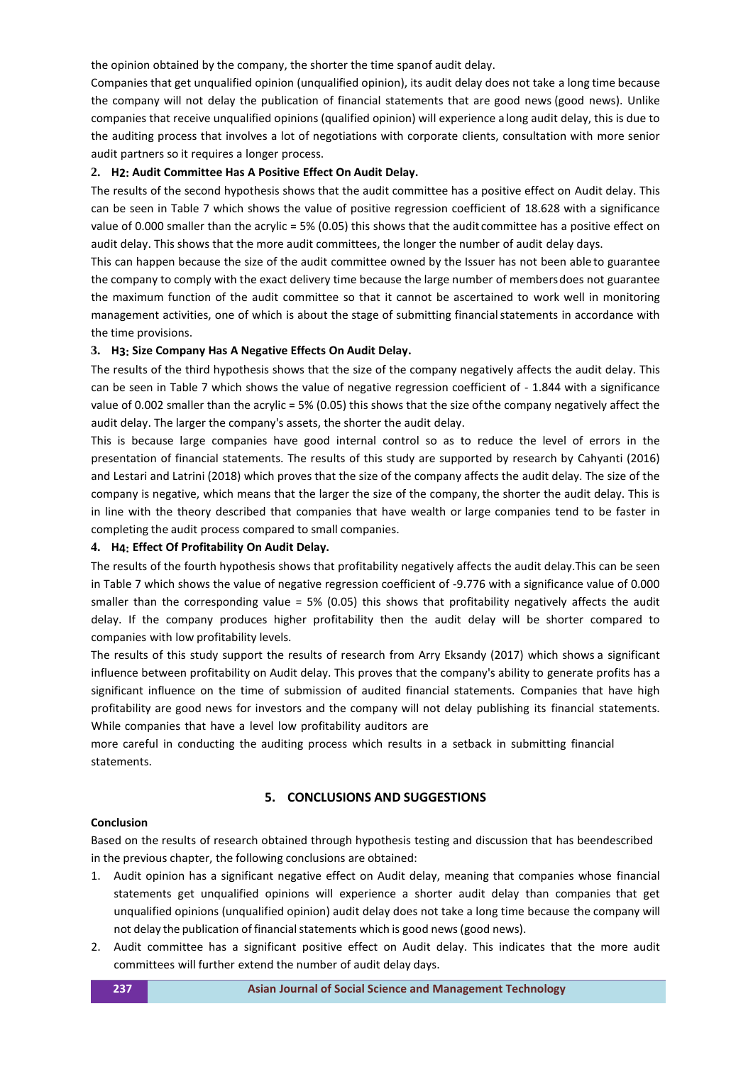the opinion obtained by the company, the shorter the time spanof audit delay.

Companies that get unqualified opinion (unqualified opinion), its audit delay does not take a long time because the company will not delay the publication of financial statements that are good news (good news). Unlike companies that receive unqualified opinions (qualified opinion) will experience a long audit delay, this is due to the auditing process that involves a lot of negotiations with corporate clients, consultation with more senior audit partners so it requires a longer process.

**2. H2: Audit Committee Has A Positive Effect On Audit Delay.**

The results of the second hypothesis shows that the audit committee has a positive effect on Audit delay. This can be seen in Table 7 which shows the value of positive regression coefficient of 18.628 with a significance value of 0.000 smaller than the acrylic = 5% (0.05) this shows that the audit committee has a positive effect on audit delay. This shows that the more audit committees, the longer the number of audit delay days.

This can happen because the size of the audit committee owned by the Issuer has not been able to guarantee the company to comply with the exact delivery time because the large number of members does not guarantee the maximum function of the audit committee so that it cannot be ascertained to work well in monitoring management activities, one of which is about the stage of submitting financial statements in accordance with the time provisions.

**3. H3: Size Company Has A Negative Effects On Audit Delay.**

The results of the third hypothesis shows that the size of the company negatively affects the audit delay. This can be seen in Table 7 which shows the value of negative regression coefficient of - 1.844 with a significance value of 0.002 smaller than the acrylic = 5% (0.05) this shows that the size of the company negatively affect the audit delay. The larger the company's assets, the shorter the audit delay.

This is because large companies have good internal control so as to reduce the level of errors in the presentation of financial statements. The results of this study are supported by research by Cahyanti (2016) and Lestari and Latrini (2018) which proves that the size of the company affects the audit delay. The size of the company is negative, which means that the larger the size of the company, the shorter the audit delay. This is in line with the theory described that companies that have wealth or large companies tend to be faster in completing the audit process compared to small companies.

**4. H4: Effect Of Profitability On Audit Delay.**

The results of the fourth hypothesis shows that profitability negatively affects the audit delay.This can be seen in Table 7 which shows the value of negative regression coefficient of -9.776 with a significance value of 0.000 smaller than the corresponding value = 5% (0.05) this shows that profitability negatively affects the audit delay. If the company produces higher profitability then the audit delay will be shorter compared to companies with low profitability levels.

The results of this study support the results of research from Arry Eksandy (2017) which shows a significant influence between profitability on Audit delay. This proves that the company's ability to generate profits has a significant influence on the time of submission of audited financial statements. Companies that have high profitability are good news for investors and the company will not delay publishing its financial statements. While companies that have a level low profitability auditors are more careful in conducting the auditing process which results in a setback in submitting financial statements.

## 5. CONCLUSIONS AND SUGGESTIONS

**Conclusion**

Based on the results of research obtained through hypothesis testing and discussion that has beendescribed in the previous chapter, the following conclusions are obtained:

1. Audit opinion has a significant negative effect on Audit delay, meaning that companies whose financial statements get unqualified opinions will experience a shorter audit delay than companies that get unqualified opinions (unqualified opinion) audit delay does not take a long time because the company will not delay the publication of financial statements which is good news (good news).
2. Audit committee has a significant positive effect on Audit delay. This indicates that the more audit committees will further extend the number of audit delay days.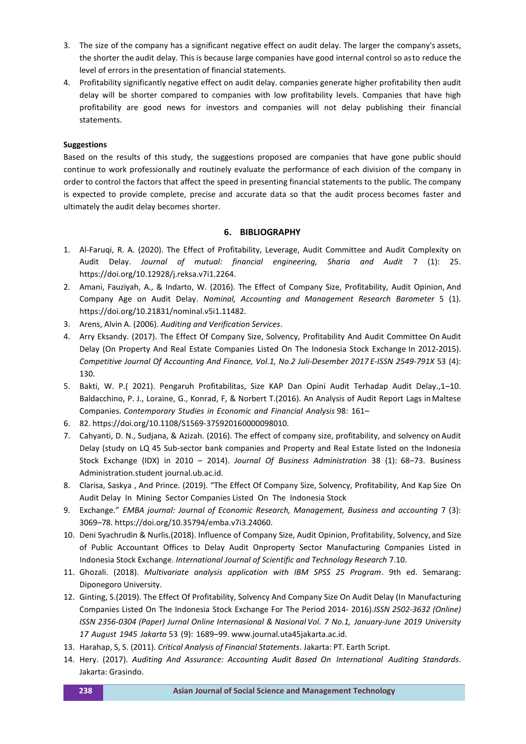3. The size of the company has a significant negative effect on audit delay. The larger the company's assets, the shorter the audit delay. This is because large companies have good internal control so asto reduce the level of errors in the presentation of financial statements.
4. Profitability significantly negative effect on audit delay. companies generate higher profitability then audit delay will be shorter compared to companies with low profitability levels. Companies that have high profitability are good news for investors and companies will not delay publishing their financial statements.

**Suggestions**

Based on the results of this study, the suggestions proposed are companies that have gone public should continue to work professionally and routinely evaluate the performance of each division of the company in order to control the factors that affect the speed in presenting financial statements to the public. The company is expected to provide complete, precise and accurate data so that the audit process becomes faster and ultimately the audit delay becomes shorter.

## 6. BIBLIOGRAPHY

1. Al-Faruqi, R. A. (2020). The Effect of Profitability, Leverage, Audit Committee and Audit Complexity on Audit Delay. *Journal of mutual: financial engineering, Sharia and Audit* 7 (1): 25. https://doi.org/10.12928/j.reksa.v7i1.2264.
2. Amani, Fauziyah, A., & Indarto, W. (2016). The Effect of Company Size, Profitability, Audit Opinion, And Company Age on Audit Delay. *Nominal, Accounting and Management Research Barometer* 5 (1). https://doi.org/10.21831/nominal.v5i1.11482.
3. Arens, Alvin A. (2006). *Auditing and Verification Services*.
4. Arry Eksandy. (2017). The Effect Of Company Size, Solvency, Profitability And Audit Committee On Audit Delay (On Property And Real Estate Companies Listed On The Indonesia Stock Exchange In 2012-2015). *Competitive Journal Of Accounting And Finance, Vol.1, No.2 Juli-Desember 2017 E-ISSN 2549-791X* 53 (4): 130.
5. Bakti, W. P.( 2021). Pengaruh Profitabilitas, Size KAP Dan Opini Audit Terhadap Audit Delay.,1–10. Baldacchino, P. J., Loraine, G., Konrad, F, & Norbert T.(2016). An Analysis of Audit Report Lags in Maltese Companies. *Contemporary Studies in Economic and Financial Analysis* 98: 161–
6. 82. https://doi.org/10.1108/S1569-375920160000098010.
7. Cahyanti, D. N., Sudjana, & Azizah. (2016). The effect of company size, profitability, and solvency on Audit Delay (study on LQ 45 Sub-sector bank companies and Property and Real Estate listed on the Indonesia Stock Exchange (IDX) in 2010 – 2014). *Journal Of Business Administration* 38 (1): 68–73. Business Administration.student journal.ub.ac.id.
8. Clarisa, Saskya , And Prince. (2019). "The Effect Of Company Size, Solvency, Profitability, And Kap Size On Audit Delay In Mining Sector Companies Listed On The Indonesia Stock
9. Exchange." *EMBA journal: Journal of Economic Research, Management, Business and accounting* 7 (3): 3069–78. https://doi.org/10.35794/emba.v7i3.24060.
10. Deni Syachrudin & Nurlis.(2018). Influence of Company Size, Audit Opinion, Profitability, Solvency, and Size of Public Accountant Offices to Delay Audit Onproperty Sector Manufacturing Companies Listed in Indonesia Stock Exchange. *International Journal of Scientific and Technology Research* 7.10.
11. Ghozali. (2018). *Multivariate analysis application with IBM SPSS 25 Program*. 9th ed. Semarang: Diponegoro University.
12. Ginting, S.(2019). The Effect Of Profitability, Solvency And Company Size On Audit Delay (In Manufacturing Companies Listed On The Indonesia Stock Exchange For The Period 2014- 2016).*ISSN 2502-3632 (Online) ISSN 2356-0304 (Paper) Jurnal Online Internasional & Nasional Vol. 7 No.1, January-June 2019 University 17 August 1945 Jakarta* 53 (9): 1689–99. www.journal.uta45jakarta.ac.id.
13. Harahap, S, S. (2011). *Critical Analysis of Financial Statements*. Jakarta: PT. Earth Script.
14. Hery. (2017). *Auditing And Assurance: Accounting Audit Based On International Auditing Standards*. Jakarta: Grasindo.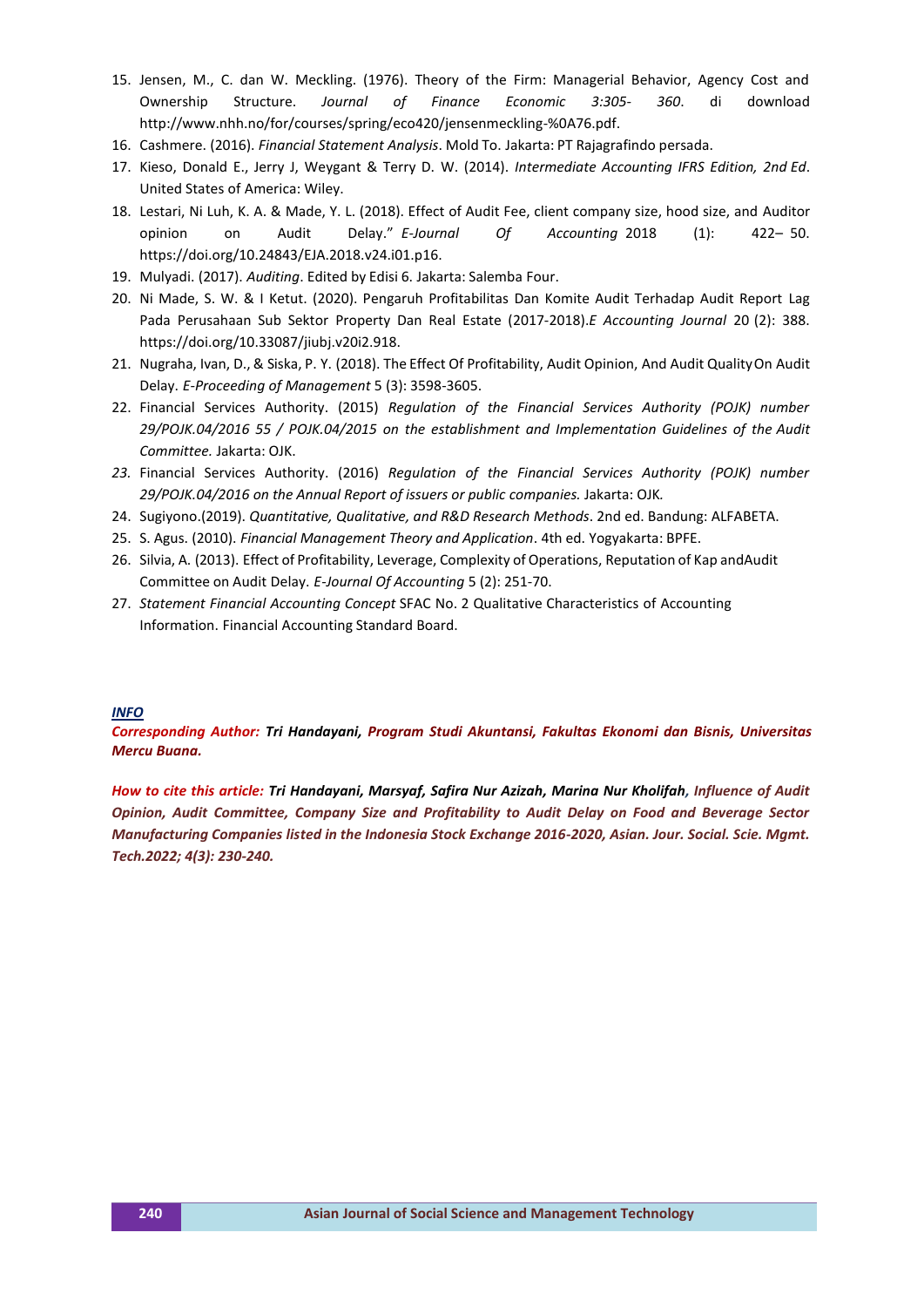15. Jensen, M., C. dan W. Meckling. (1976). Theory of the Firm: Managerial Behavior, Agency Cost and Ownership Structure. *Journal of Finance Economic 3:305- 360*. di download http://www.nhh.no/for/courses/spring/eco420/jensenmeckling-%0A76.pdf.
16. Cashmere. (2016). *Financial Statement Analysis*. Mold To. Jakarta: PT Rajagrafindo persada.
17. Kieso, Donald E., Jerry J, Weygant & Terry D. W. (2014). *Intermediate Accounting IFRS Edition, 2nd Ed*. United States of America: Wiley.
18. Lestari, Ni Luh, K. A. & Made, Y. L. (2018). Effect of Audit Fee, client company size, hood size, and Auditor opinion on Audit Delay." *E-Journal Of Accounting* 2018 (1): 422– 50. https://doi.org/10.24843/EJA.2018.v24.i01.p16.
19. Mulyadi. (2017). *Auditing*. Edited by Edisi 6. Jakarta: Salemba Four.
20. Ni Made, S. W. & I Ketut. (2020). Pengaruh Profitabilitas Dan Komite Audit Terhadap Audit Report Lag Pada Perusahaan Sub Sektor Property Dan Real Estate (2017-2018).*E Accounting Journal* 20 (2): 388. https://doi.org/10.33087/jiubj.v20i2.918.
21. Nugraha, Ivan, D., & Siska, P. Y. (2018). The Effect Of Profitability, Audit Opinion, And Audit Quality On Audit Delay. *E-Proceeding of Management* 5 (3): 3598-3605.
22. Financial Services Authority. (2015) *Regulation of the Financial Services Authority (POJK) number 29/POJK.04/2016 55 / POJK.04/2015 on the establishment and Implementation Guidelines of the Audit Committee.* Jakarta: OJK.
23. Financial Services Authority. (2016) *Regulation of the Financial Services Authority (POJK) number 29/POJK.04/2016 on the Annual Report of issuers or public companies.* Jakarta: OJK.
24. Sugiyono.(2019). *Quantitative, Qualitative, and R&D Research Methods*. 2nd ed. Bandung: ALFABETA.
25. S. Agus. (2010). *Financial Management Theory and Application*. 4th ed. Yogyakarta: BPFE.
26. Silvia, A. (2013). Effect of Profitability, Leverage, Complexity of Operations, Reputation of Kap andAudit Committee on Audit Delay. *E-Journal Of Accounting* 5 (2): 251-70.
27. *Statement Financial Accounting Concept* SFAC No. 2 Qualitative Characteristics of Accounting Information. Financial Accounting Standard Board.

***INFO***

***Corresponding Author:* Tri Handayani, *Program Studi Akuntansi, Fakultas Ekonomi dan Bisnis, Universitas Mercu Buana.***

***How to cite this article:* Tri Handayani, Marsyaf, Safira Nur Azizah, Marina Nur Kholifah, *Influence of Audit Opinion, Audit Committee, Company Size and Profitability to Audit Delay on Food and Beverage Sector Manufacturing Companies listed in the Indonesia Stock Exchange 2016-2020, Asian. Jour. Social. Scie. Mgmt. Tech.2022; 4(3): 230-240.***